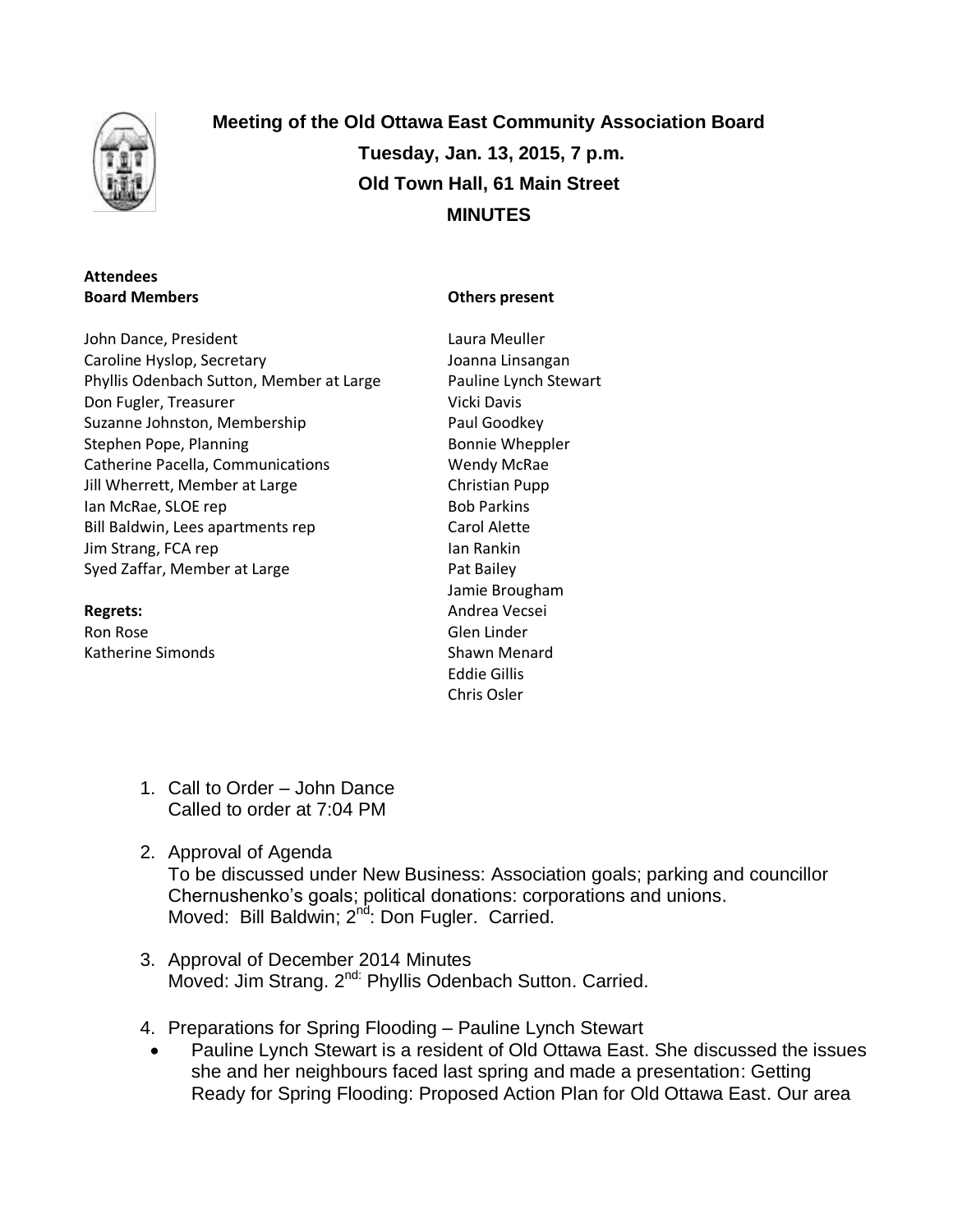# Meeting of the Old Ottawa East Community Association Board

**Tuesday, Jan. 13, 2015, 7 p.m.**

**Old Town Hall, 61 Main Street**

**MINUTES**

**Attendees**

**Board Members**

John Dance, President
Caroline Hyslop, Secretary
Phyllis Odenbach Sutton, Member at Large
Don Fugler, Treasurer
Suzanne Johnston, Membership
Stephen Pope, Planning
Catherine Pacella, Communications
Jill Wherrett, Member at Large
Ian McRae, SLOE rep
Bill Baldwin, Lees apartments rep
Jim Strang, FCA rep
Syed Zaffar, Member at Large

**Regrets:**

Ron Rose
Katherine Simonds

**Others present**

Laura Meuller
Joanna Linsangan
Pauline Lynch Stewart
Vicki Davis
Paul Goodkey
Bonnie Wheppler
Wendy McRae
Christian Pupp
Bob Parkins
Carol Alette
Ian Rankin
Pat Bailey
Jamie Brougham
Andrea Vecsei
Glen Linder
Shawn Menard
Eddie Gillis
Chris Osler

1. Call to Order – John Dance
   Called to order at 7:04 PM

2. Approval of Agenda
   To be discussed under New Business: Association goals; parking and councillor Chernushenko's goals; political donations: corporations and unions.
   Moved: Bill Baldwin; 2nd: Don Fugler. Carried.

3. Approval of December 2014 Minutes
   Moved: Jim Strang. 2nd: Phyllis Odenbach Sutton. Carried.

4. Preparations for Spring Flooding – Pauline Lynch Stewart
   - Pauline Lynch Stewart is a resident of Old Ottawa East. She discussed the issues she and her neighbours faced last spring and made a presentation: Getting Ready for Spring Flooding: Proposed Action Plan for Old Ottawa East. Our area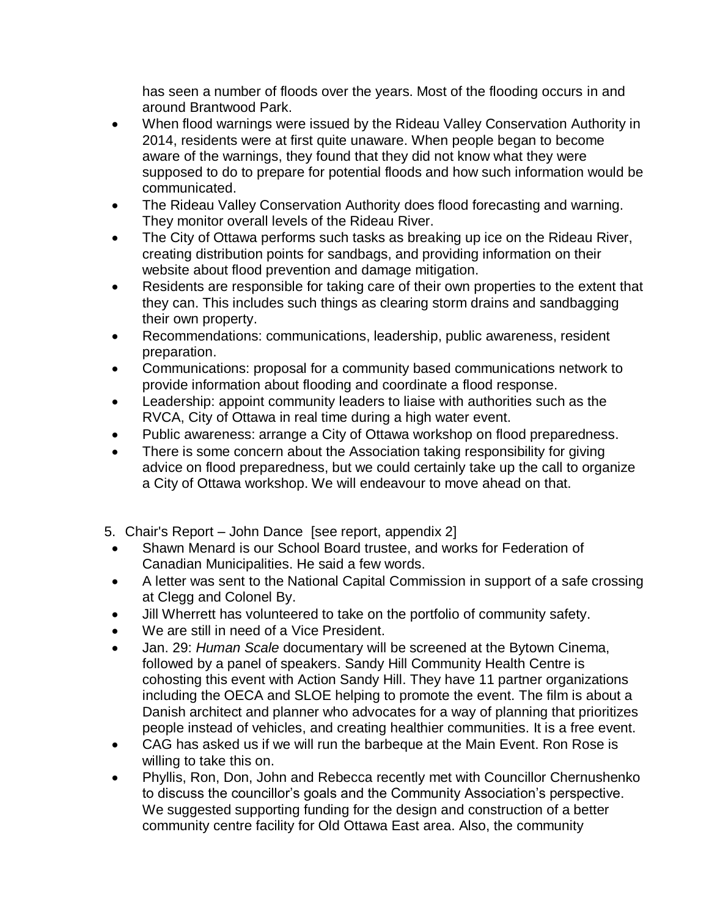has seen a number of floods over the years. Most of the flooding occurs in and around Brantwood Park.

- When flood warnings were issued by the Rideau Valley Conservation Authority in 2014, residents were at first quite unaware. When people began to become aware of the warnings, they found that they did not know what they were supposed to do to prepare for potential floods and how such information would be communicated.
- The Rideau Valley Conservation Authority does flood forecasting and warning. They monitor overall levels of the Rideau River.
- The City of Ottawa performs such tasks as breaking up ice on the Rideau River, creating distribution points for sandbags, and providing information on their website about flood prevention and damage mitigation.
- Residents are responsible for taking care of their own properties to the extent that they can. This includes such things as clearing storm drains and sandbagging their own property.
- Recommendations: communications, leadership, public awareness, resident preparation.
- Communications: proposal for a community based communications network to provide information about flooding and coordinate a flood response.
- Leadership: appoint community leaders to liaise with authorities such as the RVCA, City of Ottawa in real time during a high water event.
- Public awareness: arrange a City of Ottawa workshop on flood preparedness.
- There is some concern about the Association taking responsibility for giving advice on flood preparedness, but we could certainly take up the call to organize a City of Ottawa workshop. We will endeavour to move ahead on that.

5. Chair's Report – John Dance [see report, appendix 2]

- Shawn Menard is our School Board trustee, and works for Federation of Canadian Municipalities. He said a few words.
- A letter was sent to the National Capital Commission in support of a safe crossing at Clegg and Colonel By.
- Jill Wherrett has volunteered to take on the portfolio of community safety.
- We are still in need of a Vice President.
- Jan. 29: *Human Scale* documentary will be screened at the Bytown Cinema, followed by a panel of speakers. Sandy Hill Community Health Centre is cohosting this event with Action Sandy Hill. They have 11 partner organizations including the OECA and SLOE helping to promote the event. The film is about a Danish architect and planner who advocates for a way of planning that prioritizes people instead of vehicles, and creating healthier communities. It is a free event.
- CAG has asked us if we will run the barbeque at the Main Event. Ron Rose is willing to take this on.
- Phyllis, Ron, Don, John and Rebecca recently met with Councillor Chernushenko to discuss the councillor's goals and the Community Association's perspective. We suggested supporting funding for the design and construction of a better community centre facility for Old Ottawa East area. Also, the community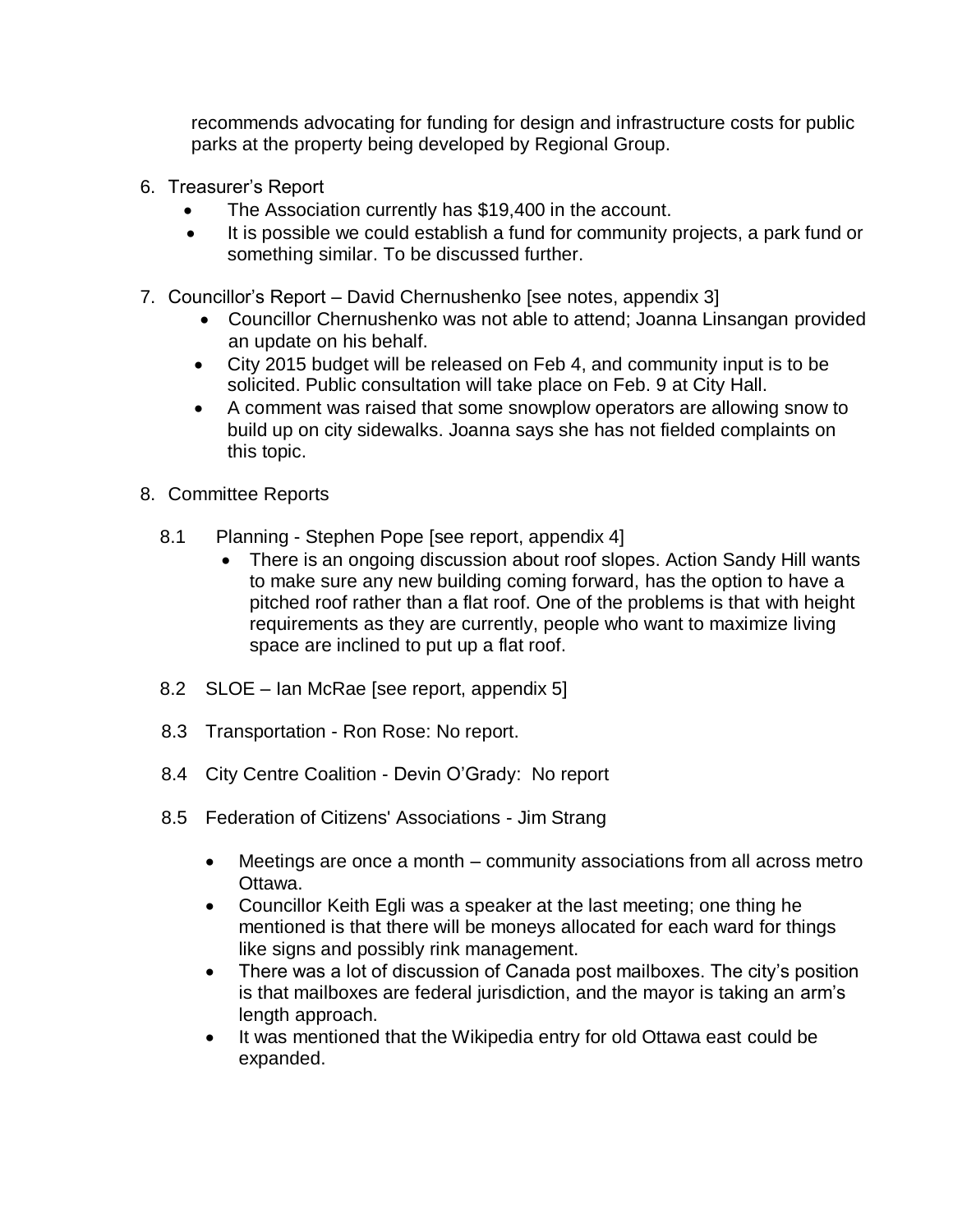recommends advocating for funding for design and infrastructure costs for public parks at the property being developed by Regional Group.

6. Treasurer's Report
   - The Association currently has $19,400 in the account.
   - It is possible we could establish a fund for community projects, a park fund or something similar. To be discussed further.

7. Councillor's Report – David Chernushenko [see notes, appendix 3]
   - Councillor Chernushenko was not able to attend; Joanna Linsangan provided an update on his behalf.
   - City 2015 budget will be released on Feb 4, and community input is to be solicited. Public consultation will take place on Feb. 9 at City Hall.
   - A comment was raised that some snowplow operators are allowing snow to build up on city sidewalks. Joanna says she has not fielded complaints on this topic.

8. Committee Reports

   8.1 Planning - Stephen Pope [see report, appendix 4]
   - There is an ongoing discussion about roof slopes. Action Sandy Hill wants to make sure any new building coming forward, has the option to have a pitched roof rather than a flat roof. One of the problems is that with height requirements as they are currently, people who want to maximize living space are inclined to put up a flat roof.

   8.2 SLOE – Ian McRae [see report, appendix 5]

   8.3 Transportation - Ron Rose: No report.

   8.4 City Centre Coalition - Devin O'Grady: No report

   8.5 Federation of Citizens' Associations - Jim Strang

   - Meetings are once a month – community associations from all across metro Ottawa.
   - Councillor Keith Egli was a speaker at the last meeting; one thing he mentioned is that there will be moneys allocated for each ward for things like signs and possibly rink management.
   - There was a lot of discussion of Canada post mailboxes. The city's position is that mailboxes are federal jurisdiction, and the mayor is taking an arm's length approach.
   - It was mentioned that the Wikipedia entry for old Ottawa east could be expanded.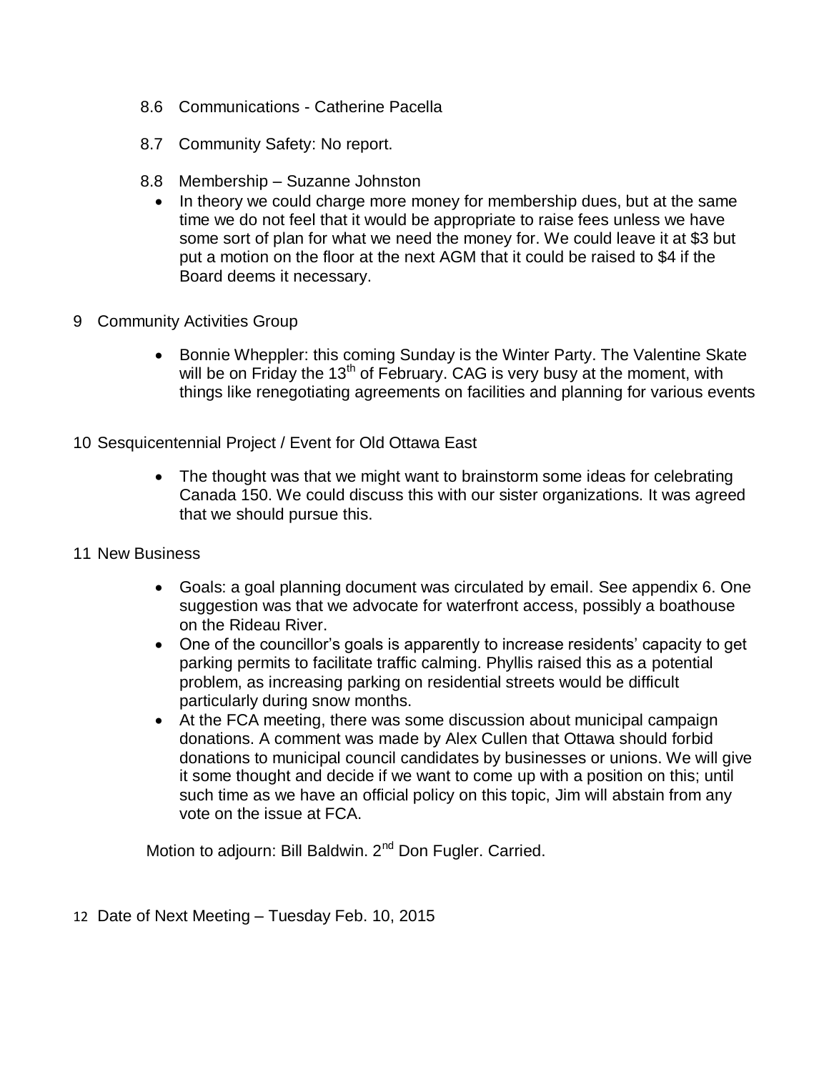8.6 Communications - Catherine Pacella

8.7 Community Safety: No report.

8.8 Membership – Suzanne Johnston

- In theory we could charge more money for membership dues, but at the same time we do not feel that it would be appropriate to raise fees unless we have some sort of plan for what we need the money for. We could leave it at $3 but put a motion on the floor at the next AGM that it could be raised to $4 if the Board deems it necessary.

9 Community Activities Group

- Bonnie Wheppler: this coming Sunday is the Winter Party. The Valentine Skate will be on Friday the 13th of February. CAG is very busy at the moment, with things like renegotiating agreements on facilities and planning for various events

10 Sesquicentennial Project / Event for Old Ottawa East

- The thought was that we might want to brainstorm some ideas for celebrating Canada 150. We could discuss this with our sister organizations. It was agreed that we should pursue this.

11 New Business

- Goals: a goal planning document was circulated by email. See appendix 6. One suggestion was that we advocate for waterfront access, possibly a boathouse on the Rideau River.
- One of the councillor's goals is apparently to increase residents' capacity to get parking permits to facilitate traffic calming. Phyllis raised this as a potential problem, as increasing parking on residential streets would be difficult particularly during snow months.
- At the FCA meeting, there was some discussion about municipal campaign donations. A comment was made by Alex Cullen that Ottawa should forbid donations to municipal council candidates by businesses or unions. We will give it some thought and decide if we want to come up with a position on this; until such time as we have an official policy on this topic, Jim will abstain from any vote on the issue at FCA.

Motion to adjourn: Bill Baldwin. 2nd Don Fugler. Carried.

12 Date of Next Meeting – Tuesday Feb. 10, 2015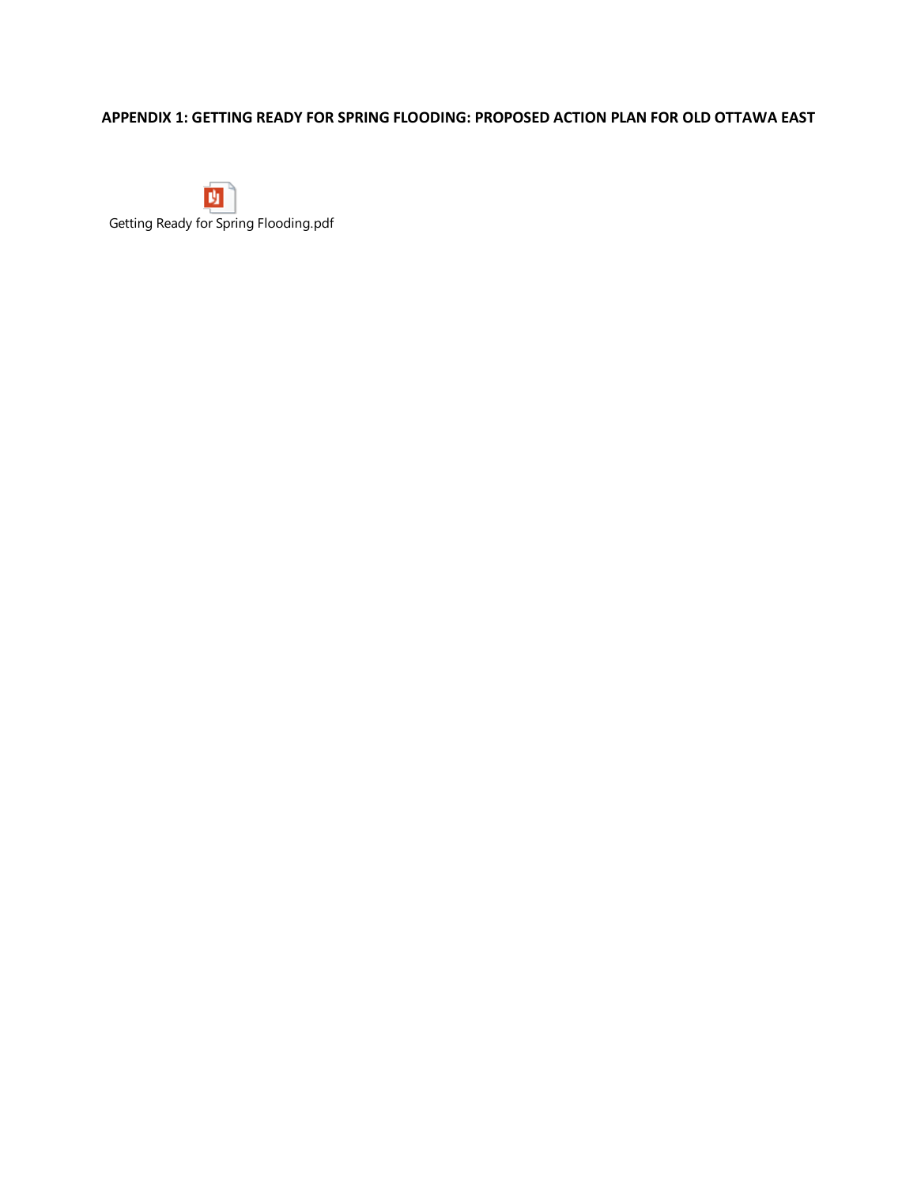**APPENDIX 1: GETTING READY FOR SPRING FLOODING: PROPOSED ACTION PLAN FOR OLD OTTAWA EAST**

Getting Ready for Spring Flooding.pdf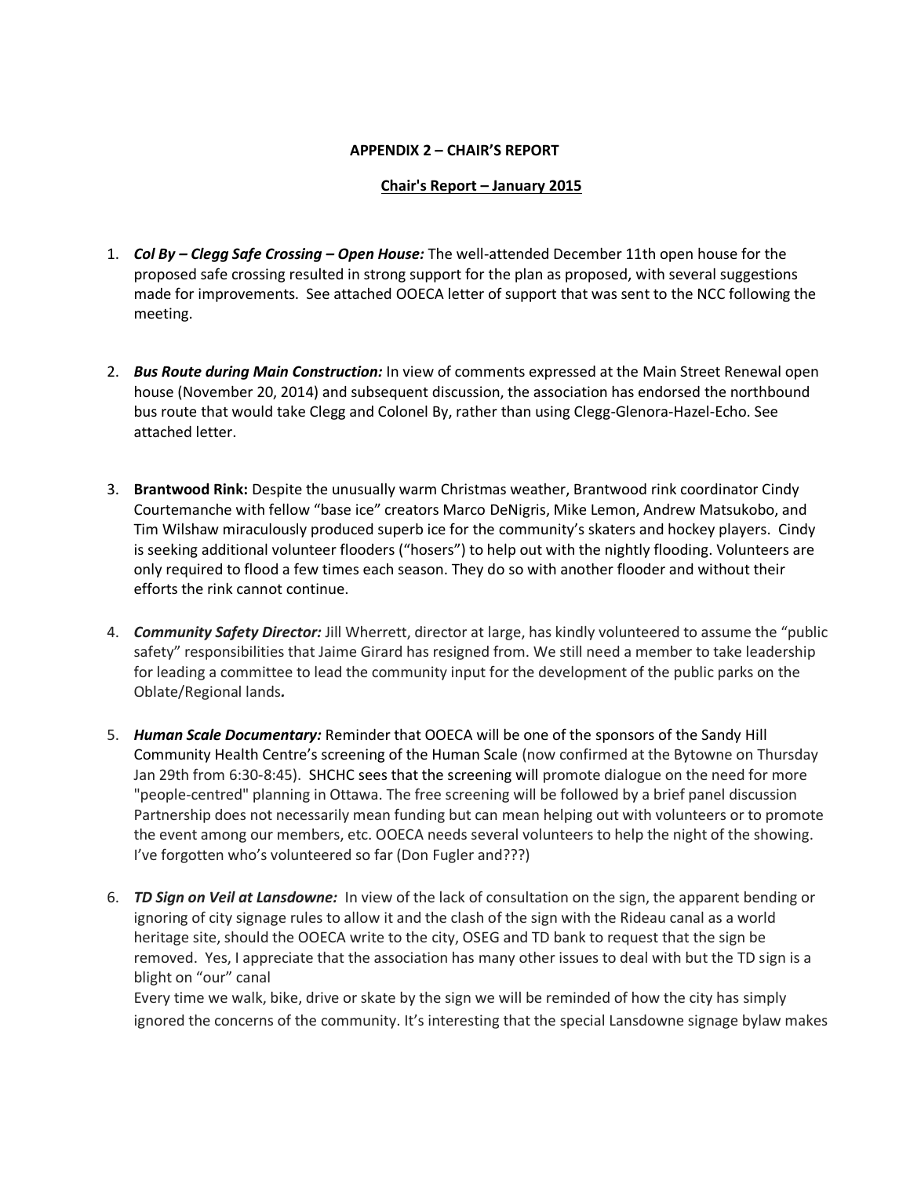**APPENDIX 2 – CHAIR'S REPORT**

**Chair's Report – January 2015**

1. ***Col By – Clegg Safe Crossing – Open House:*** The well-attended December 11th open house for the proposed safe crossing resulted in strong support for the plan as proposed, with several suggestions made for improvements. See attached OOECA letter of support that was sent to the NCC following the meeting.

2. ***Bus Route during Main Construction:*** In view of comments expressed at the Main Street Renewal open house (November 20, 2014) and subsequent discussion, the association has endorsed the northbound bus route that would take Clegg and Colonel By, rather than using Clegg-Glenora-Hazel-Echo. See attached letter.

3. **Brantwood Rink:** Despite the unusually warm Christmas weather, Brantwood rink coordinator Cindy Courtemanche with fellow "base ice" creators Marco DeNigris, Mike Lemon, Andrew Matsukobo, and Tim Wilshaw miraculously produced superb ice for the community's skaters and hockey players. Cindy is seeking additional volunteer flooders ("hosers") to help out with the nightly flooding. Volunteers are only required to flood a few times each season. They do so with another flooder and without their efforts the rink cannot continue.

4. ***Community Safety Director:*** Jill Wherrett, director at large, has kindly volunteered to assume the "public safety" responsibilities that Jaime Girard has resigned from. We still need a member to take leadership for leading a committee to lead the community input for the development of the public parks on the Oblate/Regional lands***.***

5. ***Human Scale Documentary:*** Reminder that OOECA will be one of the sponsors of the Sandy Hill Community Health Centre's screening of the Human Scale (now confirmed at the Bytowne on Thursday Jan 29th from 6:30-8:45). SHCHC sees that the screening will promote dialogue on the need for more "people-centred" planning in Ottawa. The free screening will be followed by a brief panel discussion Partnership does not necessarily mean funding but can mean helping out with volunteers or to promote the event among our members, etc. OOECA needs several volunteers to help the night of the showing. I've forgotten who's volunteered so far (Don Fugler and???)

6. ***TD Sign on Veil at Lansdowne:*** In view of the lack of consultation on the sign, the apparent bending or ignoring of city signage rules to allow it and the clash of the sign with the Rideau canal as a world heritage site, should the OOECA write to the city, OSEG and TD bank to request that the sign be removed. Yes, I appreciate that the association has many other issues to deal with but the TD sign is a blight on "our" canal

   Every time we walk, bike, drive or skate by the sign we will be reminded of how the city has simply ignored the concerns of the community. It's interesting that the special Lansdowne signage bylaw makes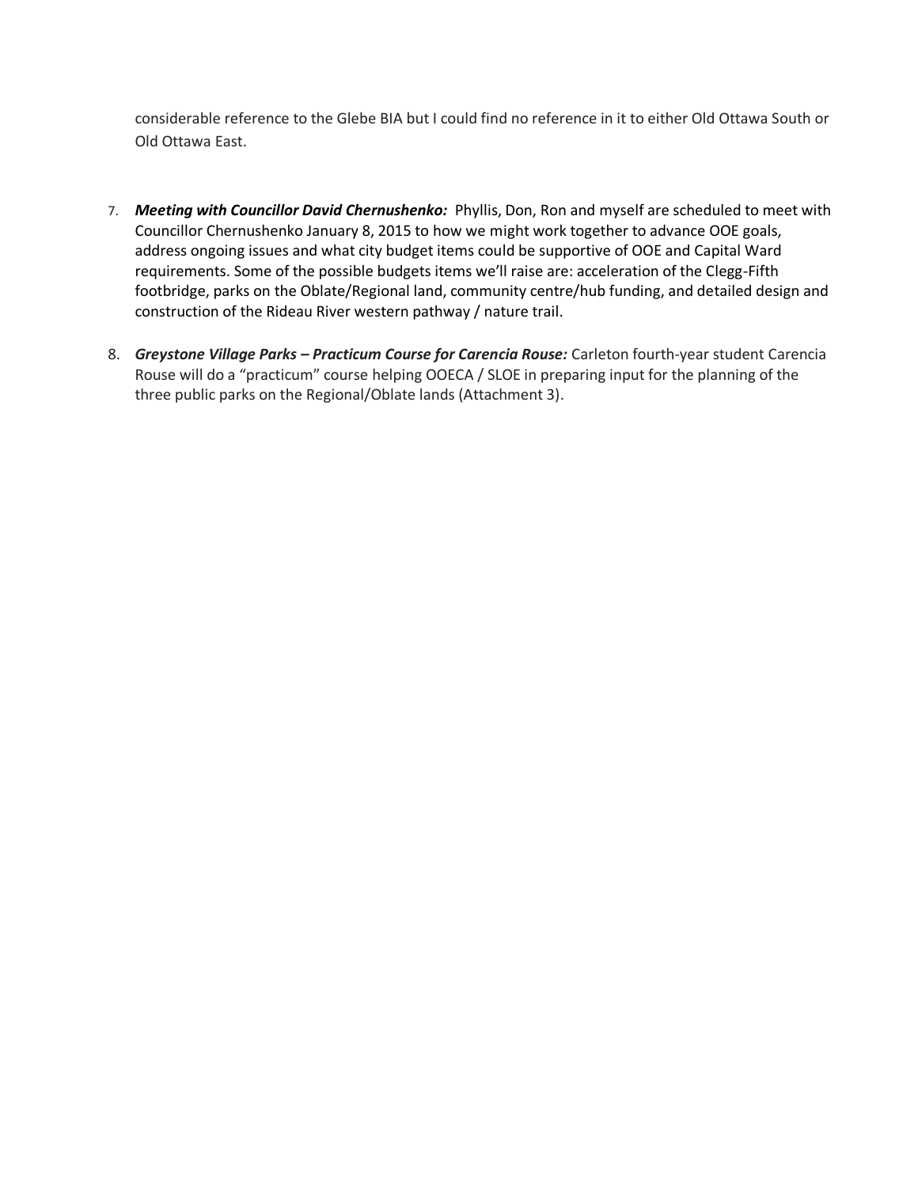considerable reference to the Glebe BIA but I could find no reference in it to either Old Ottawa South or Old Ottawa East.

7. ***Meeting with Councillor David Chernushenko:*** Phyllis, Don, Ron and myself are scheduled to meet with Councillor Chernushenko January 8, 2015 to how we might work together to advance OOE goals, address ongoing issues and what city budget items could be supportive of OOE and Capital Ward requirements. Some of the possible budgets items we'll raise are: acceleration of the Clegg-Fifth footbridge, parks on the Oblate/Regional land, community centre/hub funding, and detailed design and construction of the Rideau River western pathway / nature trail.

8. ***Greystone Village Parks – Practicum Course for Carencia Rouse:*** Carleton fourth-year student Carencia Rouse will do a "practicum" course helping OOECA / SLOE in preparing input for the planning of the three public parks on the Regional/Oblate lands (Attachment 3).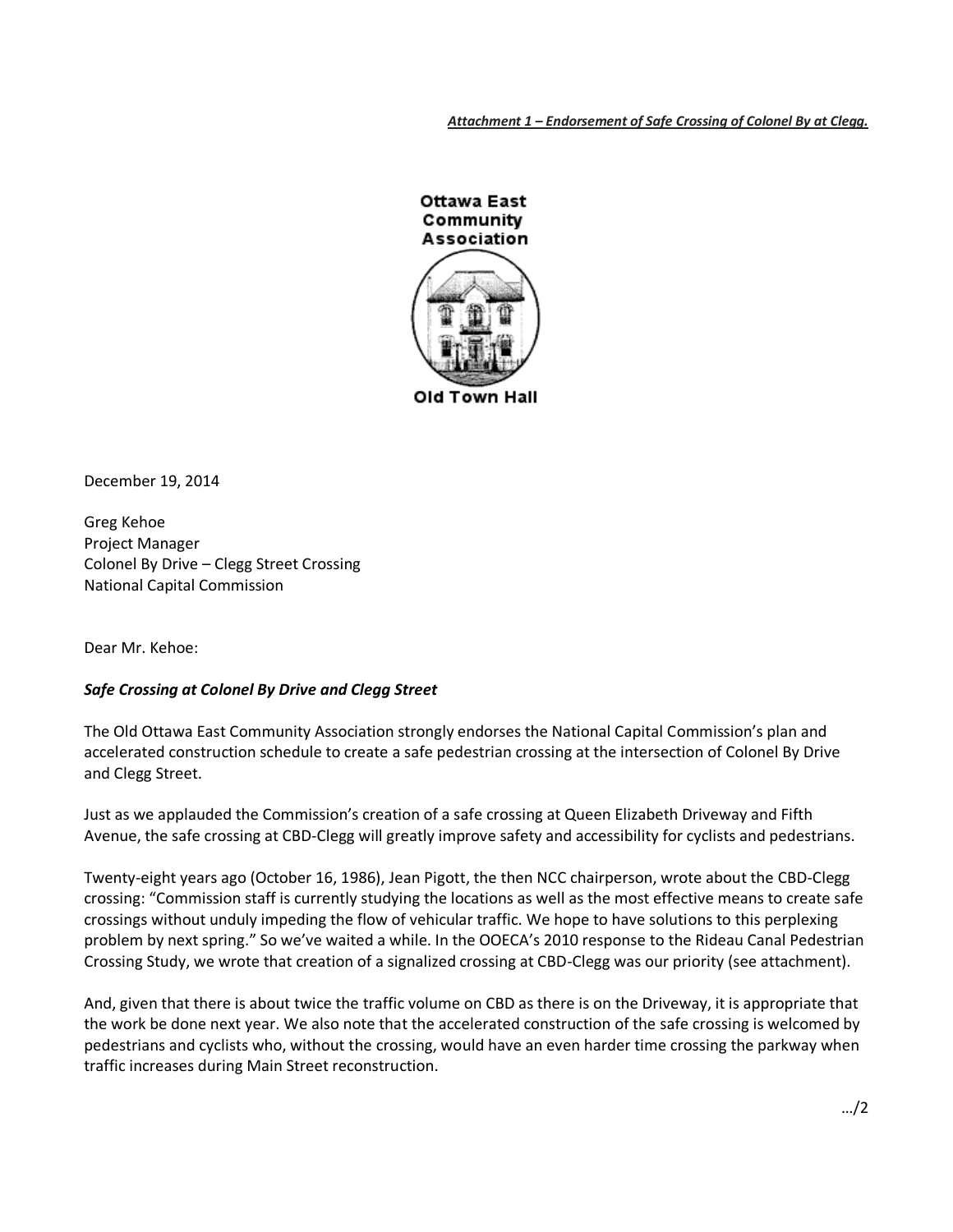***Attachment 1 – Endorsement of Safe Crossing of Colonel By at Clegg.***

Ottawa East Community Association

Old Town Hall

December 19, 2014

Greg Kehoe
Project Manager
Colonel By Drive – Clegg Street Crossing
National Capital Commission

Dear Mr. Kehoe:

***Safe Crossing at Colonel By Drive and Clegg Street***

The Old Ottawa East Community Association strongly endorses the National Capital Commission's plan and accelerated construction schedule to create a safe pedestrian crossing at the intersection of Colonel By Drive and Clegg Street.

Just as we applauded the Commission's creation of a safe crossing at Queen Elizabeth Driveway and Fifth Avenue, the safe crossing at CBD-Clegg will greatly improve safety and accessibility for cyclists and pedestrians.

Twenty-eight years ago (October 16, 1986), Jean Pigott, the then NCC chairperson, wrote about the CBD-Clegg crossing: "Commission staff is currently studying the locations as well as the most effective means to create safe crossings without unduly impeding the flow of vehicular traffic. We hope to have solutions to this perplexing problem by next spring." So we've waited a while. In the OOECA's 2010 response to the Rideau Canal Pedestrian Crossing Study, we wrote that creation of a signalized crossing at CBD-Clegg was our priority (see attachment).

And, given that there is about twice the traffic volume on CBD as there is on the Driveway, it is appropriate that the work be done next year. We also note that the accelerated construction of the safe crossing is welcomed by pedestrians and cyclists who, without the crossing, would have an even harder time crossing the parkway when traffic increases during Main Street reconstruction.

…/2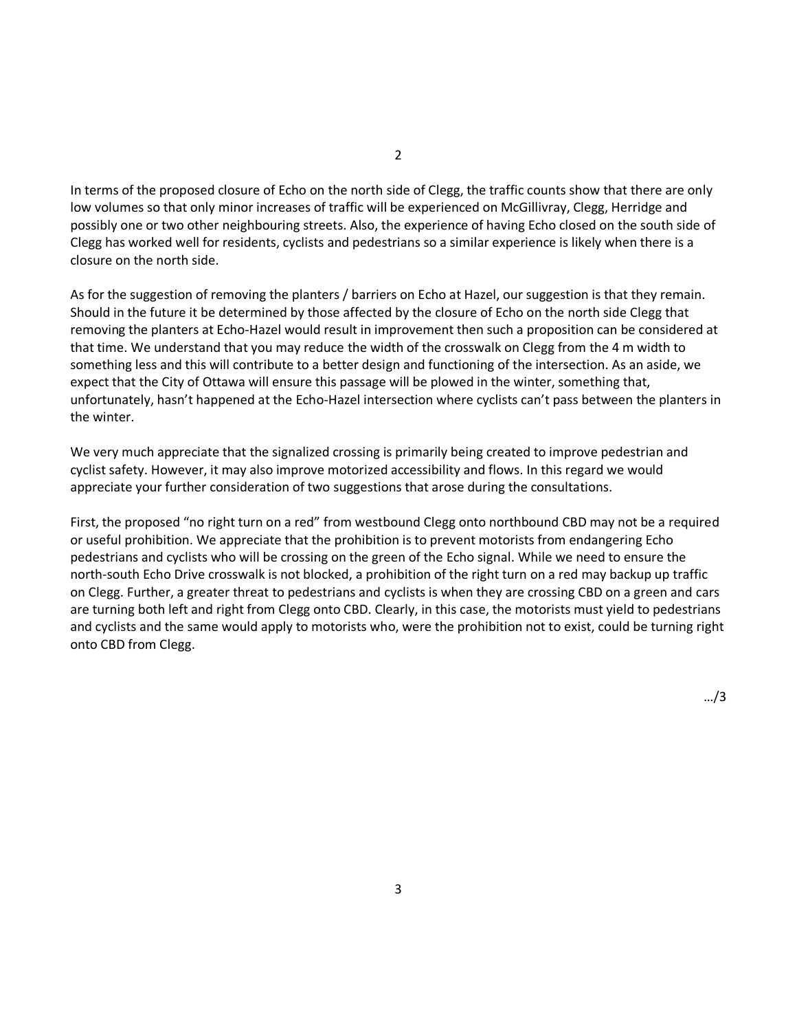In terms of the proposed closure of Echo on the north side of Clegg, the traffic counts show that there are only low volumes so that only minor increases of traffic will be experienced on McGillivray, Clegg, Herridge and possibly one or two other neighbouring streets. Also, the experience of having Echo closed on the south side of Clegg has worked well for residents, cyclists and pedestrians so a similar experience is likely when there is a closure on the north side.

As for the suggestion of removing the planters / barriers on Echo at Hazel, our suggestion is that they remain. Should in the future it be determined by those affected by the closure of Echo on the north side Clegg that removing the planters at Echo-Hazel would result in improvement then such a proposition can be considered at that time. We understand that you may reduce the width of the crosswalk on Clegg from the 4 m width to something less and this will contribute to a better design and functioning of the intersection. As an aside, we expect that the City of Ottawa will ensure this passage will be plowed in the winter, something that, unfortunately, hasn't happened at the Echo-Hazel intersection where cyclists can't pass between the planters in the winter.

We very much appreciate that the signalized crossing is primarily being created to improve pedestrian and cyclist safety. However, it may also improve motorized accessibility and flows. In this regard we would appreciate your further consideration of two suggestions that arose during the consultations.

First, the proposed "no right turn on a red" from westbound Clegg onto northbound CBD may not be a required or useful prohibition. We appreciate that the prohibition is to prevent motorists from endangering Echo pedestrians and cyclists who will be crossing on the green of the Echo signal. While we need to ensure the north-south Echo Drive crosswalk is not blocked, a prohibition of the right turn on a red may backup up traffic on Clegg. Further, a greater threat to pedestrians and cyclists is when they are crossing CBD on a green and cars are turning both left and right from Clegg onto CBD. Clearly, in this case, the motorists must yield to pedestrians and cyclists and the same would apply to motorists who, were the prohibition not to exist, could be turning right onto CBD from Clegg.

…/3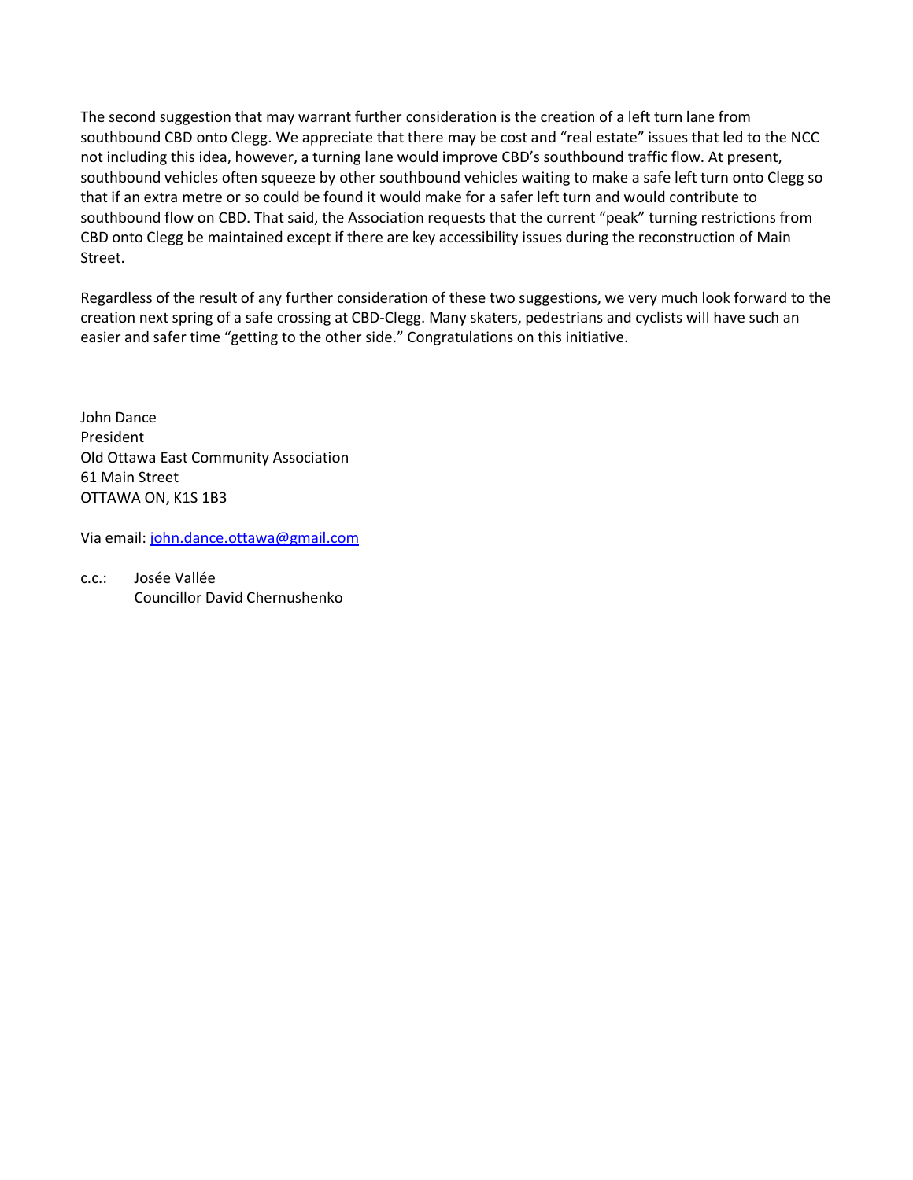The second suggestion that may warrant further consideration is the creation of a left turn lane from southbound CBD onto Clegg. We appreciate that there may be cost and "real estate" issues that led to the NCC not including this idea, however, a turning lane would improve CBD's southbound traffic flow. At present, southbound vehicles often squeeze by other southbound vehicles waiting to make a safe left turn onto Clegg so that if an extra metre or so could be found it would make for a safer left turn and would contribute to southbound flow on CBD. That said, the Association requests that the current "peak" turning restrictions from CBD onto Clegg be maintained except if there are key accessibility issues during the reconstruction of Main Street.

Regardless of the result of any further consideration of these two suggestions, we very much look forward to the creation next spring of a safe crossing at CBD-Clegg. Many skaters, pedestrians and cyclists will have such an easier and safer time "getting to the other side." Congratulations on this initiative.

John Dance
President
Old Ottawa East Community Association
61 Main Street
OTTAWA ON, K1S 1B3

Via email: john.dance.ottawa@gmail.com

c.c.: Josée Vallée
Councillor David Chernushenko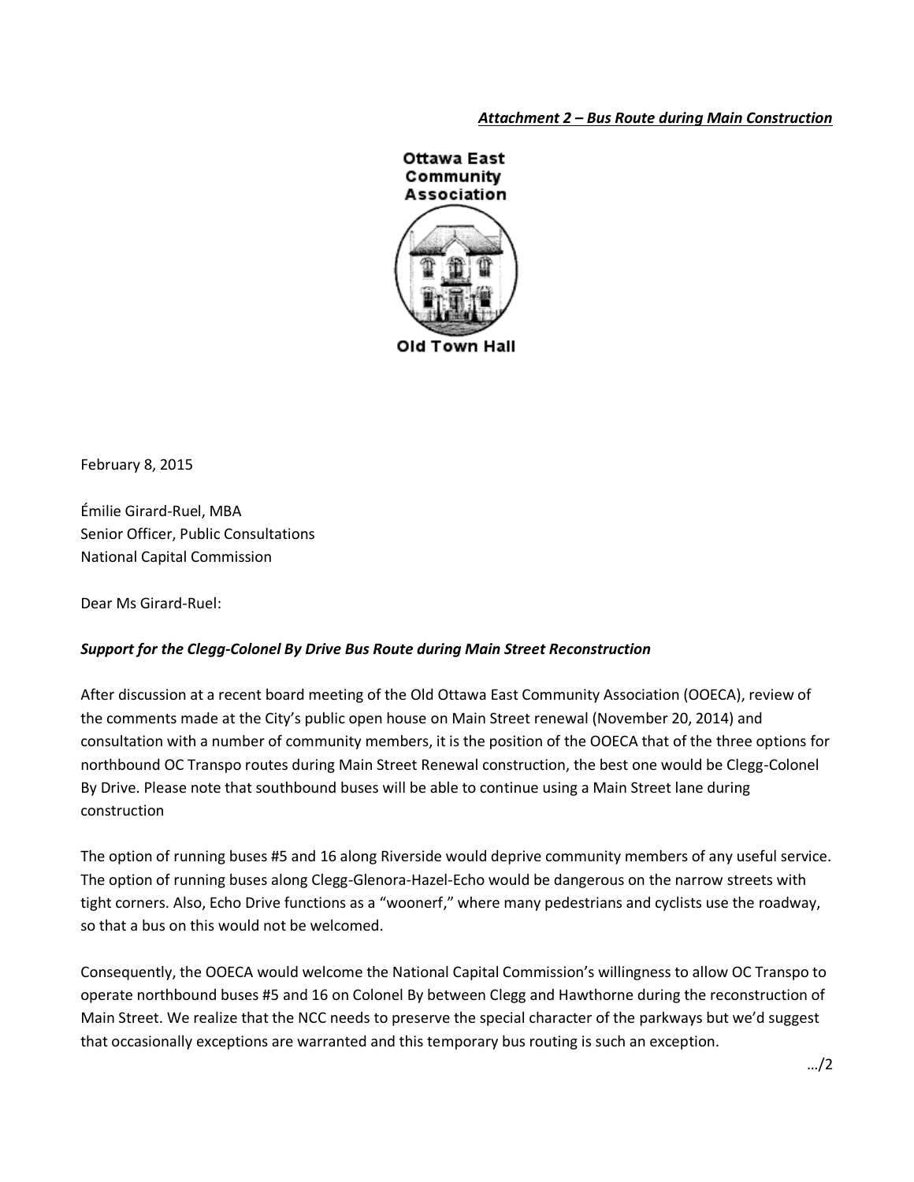***Attachment 2 – Bus Route during Main Construction***

Ottawa East Community Association

Old Town Hall

February 8, 2015

Émilie Girard-Ruel, MBA
Senior Officer, Public Consultations
National Capital Commission

Dear Ms Girard-Ruel:

***Support for the Clegg-Colonel By Drive Bus Route during Main Street Reconstruction***

After discussion at a recent board meeting of the Old Ottawa East Community Association (OOECA), review of the comments made at the City's public open house on Main Street renewal (November 20, 2014) and consultation with a number of community members, it is the position of the OOECA that of the three options for northbound OC Transpo routes during Main Street Renewal construction, the best one would be Clegg-Colonel By Drive. Please note that southbound buses will be able to continue using a Main Street lane during construction

The option of running buses #5 and 16 along Riverside would deprive community members of any useful service. The option of running buses along Clegg-Glenora-Hazel-Echo would be dangerous on the narrow streets with tight corners. Also, Echo Drive functions as a "woonerf," where many pedestrians and cyclists use the roadway, so that a bus on this would not be welcomed.

Consequently, the OOECA would welcome the National Capital Commission's willingness to allow OC Transpo to operate northbound buses #5 and 16 on Colonel By between Clegg and Hawthorne during the reconstruction of Main Street. We realize that the NCC needs to preserve the special character of the parkways but we'd suggest that occasionally exceptions are warranted and this temporary bus routing is such an exception.

…/2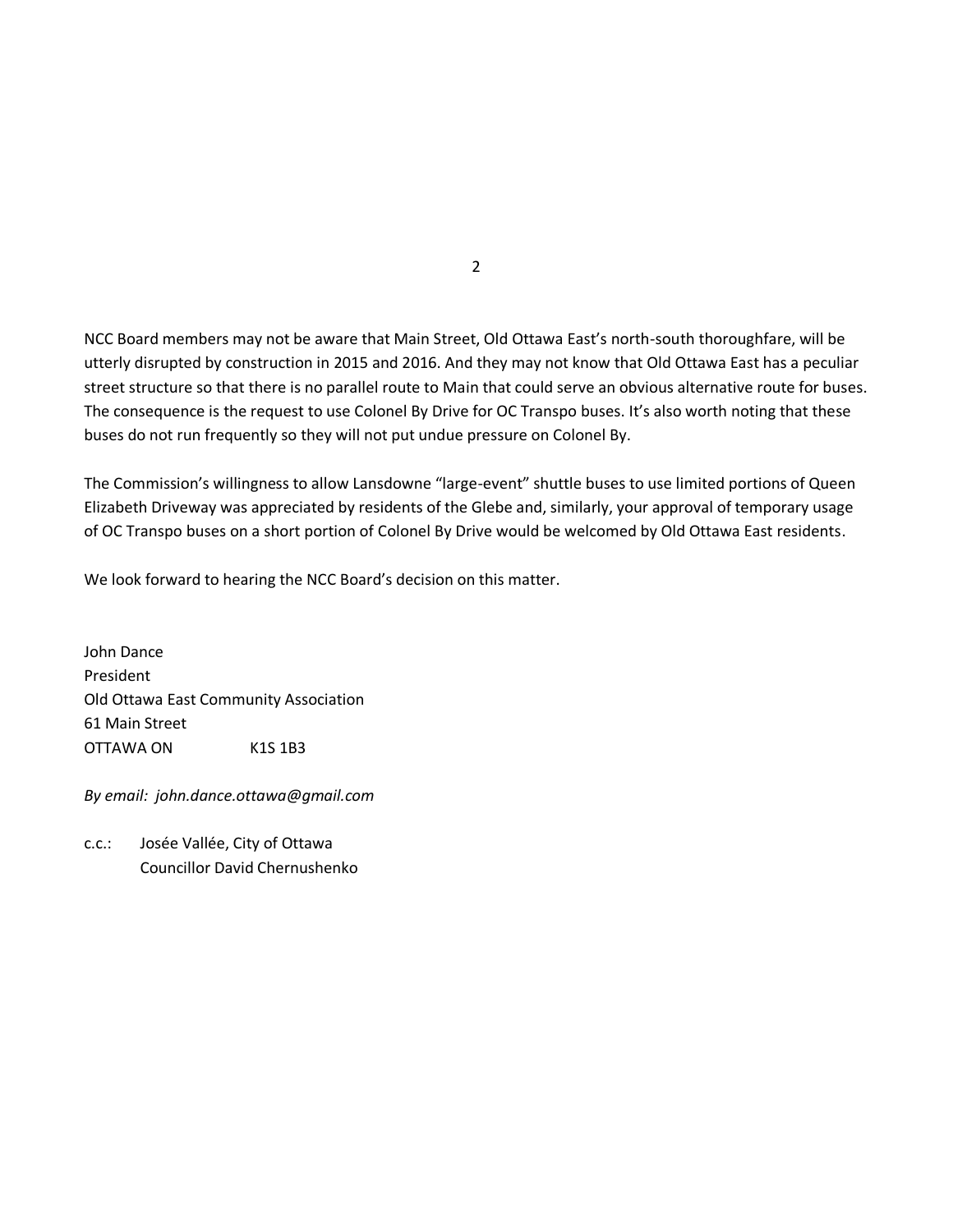NCC Board members may not be aware that Main Street, Old Ottawa East's north-south thoroughfare, will be utterly disrupted by construction in 2015 and 2016. And they may not know that Old Ottawa East has a peculiar street structure so that there is no parallel route to Main that could serve an obvious alternative route for buses. The consequence is the request to use Colonel By Drive for OC Transpo buses. It's also worth noting that these buses do not run frequently so they will not put undue pressure on Colonel By.

The Commission's willingness to allow Lansdowne "large-event" shuttle buses to use limited portions of Queen Elizabeth Driveway was appreciated by residents of the Glebe and, similarly, your approval of temporary usage of OC Transpo buses on a short portion of Colonel By Drive would be welcomed by Old Ottawa East residents.

We look forward to hearing the NCC Board's decision on this matter.

John Dance
President
Old Ottawa East Community Association
61 Main Street
OTTAWA ON K1S 1B3

*By email: john.dance.ottawa@gmail.com*

c.c.: Josée Vallée, City of Ottawa
Councillor David Chernushenko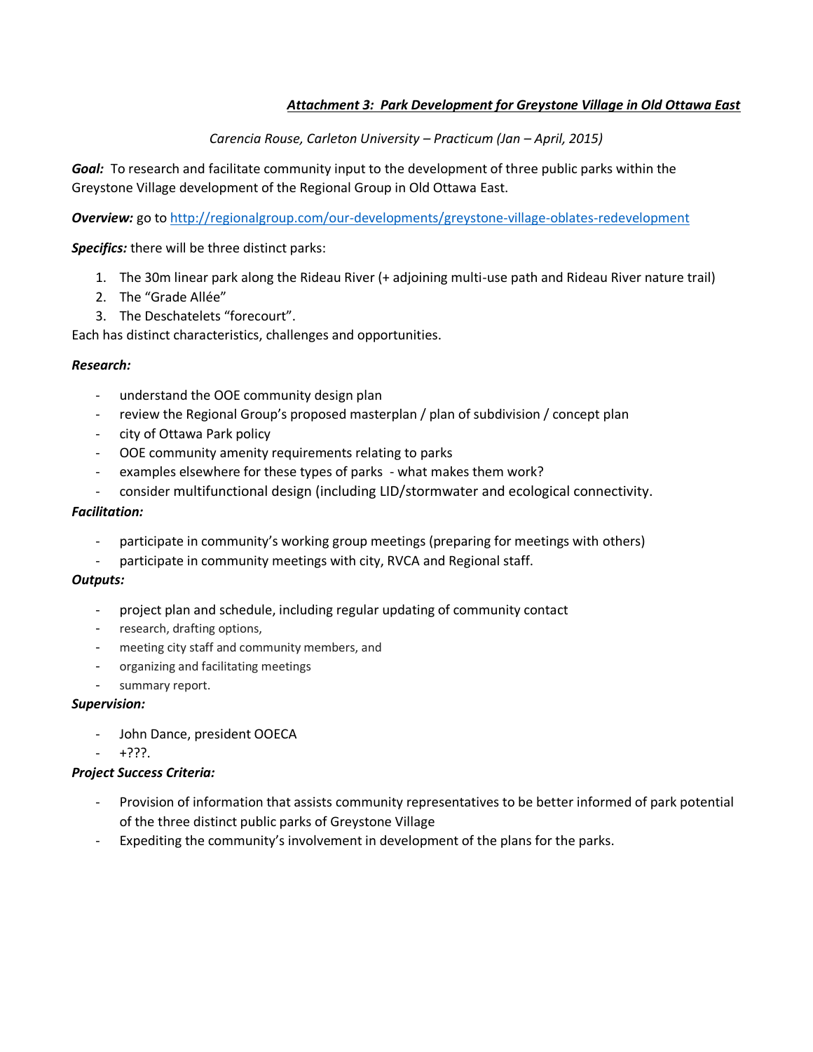***Attachment 3: Park Development for Greystone Village in Old Ottawa East***

*Carencia Rouse, Carleton University – Practicum (Jan – April, 2015)*

***Goal:*** To research and facilitate community input to the development of three public parks within the Greystone Village development of the Regional Group in Old Ottawa East.

***Overview:*** go to http://regionalgroup.com/our-developments/greystone-village-oblates-redevelopment

***Specifics:*** there will be three distinct parks:

1. The 30m linear park along the Rideau River (+ adjoining multi-use path and Rideau River nature trail)
2. The "Grade Allée"
3. The Deschatelets "forecourt".

Each has distinct characteristics, challenges and opportunities.

***Research:***

- understand the OOE community design plan
- review the Regional Group's proposed masterplan / plan of subdivision / concept plan
- city of Ottawa Park policy
- OOE community amenity requirements relating to parks
- examples elsewhere for these types of parks - what makes them work?
- consider multifunctional design (including LID/stormwater and ecological connectivity.

***Facilitation:***

- participate in community's working group meetings (preparing for meetings with others)
- participate in community meetings with city, RVCA and Regional staff.

***Outputs:***

- project plan and schedule, including regular updating of community contact
- research, drafting options,
- meeting city staff and community members, and
- organizing and facilitating meetings
- summary report.

***Supervision:***

- John Dance, president OOECA
- +???.

***Project Success Criteria:***

- Provision of information that assists community representatives to be better informed of park potential of the three distinct public parks of Greystone Village
- Expediting the community's involvement in development of the plans for the parks.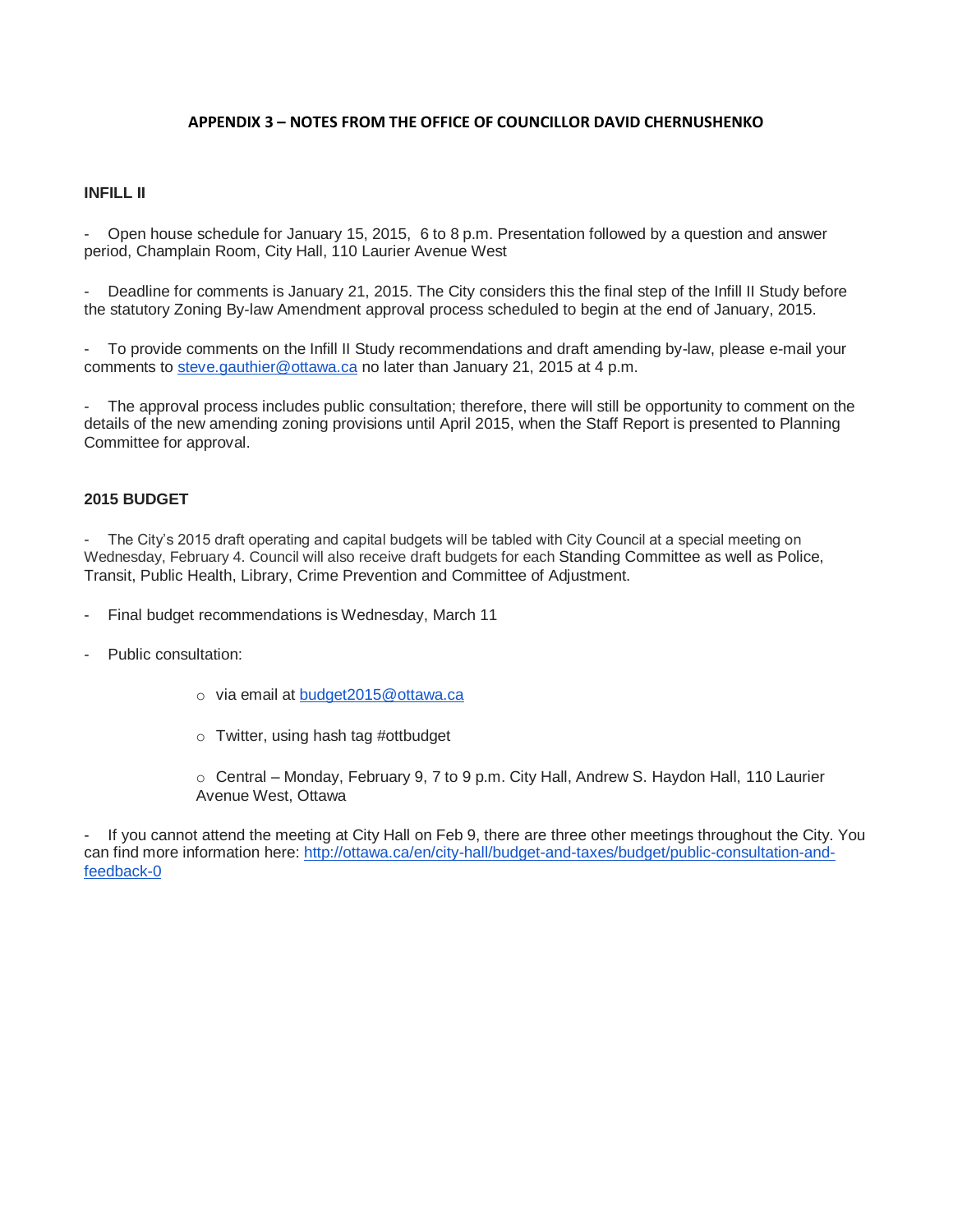## APPENDIX 3 – NOTES FROM THE OFFICE OF COUNCILLOR DAVID CHERNUSHENKO

### INFILL II

- Open house schedule for January 15, 2015, 6 to 8 p.m. Presentation followed by a question and answer period, Champlain Room, City Hall, 110 Laurier Avenue West

- Deadline for comments is January 21, 2015. The City considers this the final step of the Infill II Study before the statutory Zoning By-law Amendment approval process scheduled to begin at the end of January, 2015.

- To provide comments on the Infill II Study recommendations and draft amending by-law, please e-mail your comments to steve.gauthier@ottawa.ca no later than January 21, 2015 at 4 p.m.

- The approval process includes public consultation; therefore, there will still be opportunity to comment on the details of the new amending zoning provisions until April 2015, when the Staff Report is presented to Planning Committee for approval.

### 2015 BUDGET

- The City's 2015 draft operating and capital budgets will be tabled with City Council at a special meeting on Wednesday, February 4. Council will also receive draft budgets for each Standing Committee as well as Police, Transit, Public Health, Library, Crime Prevention and Committee of Adjustment.

- Final budget recommendations is Wednesday, March 11

- Public consultation:

    - via email at budget2015@ottawa.ca

    - Twitter, using hash tag #ottbudget

    - Central – Monday, February 9, 7 to 9 p.m. City Hall, Andrew S. Haydon Hall, 110 Laurier Avenue West, Ottawa

- If you cannot attend the meeting at City Hall on Feb 9, there are three other meetings throughout the City. You can find more information here: http://ottawa.ca/en/city-hall/budget-and-taxes/budget/public-consultation-and-feedback-0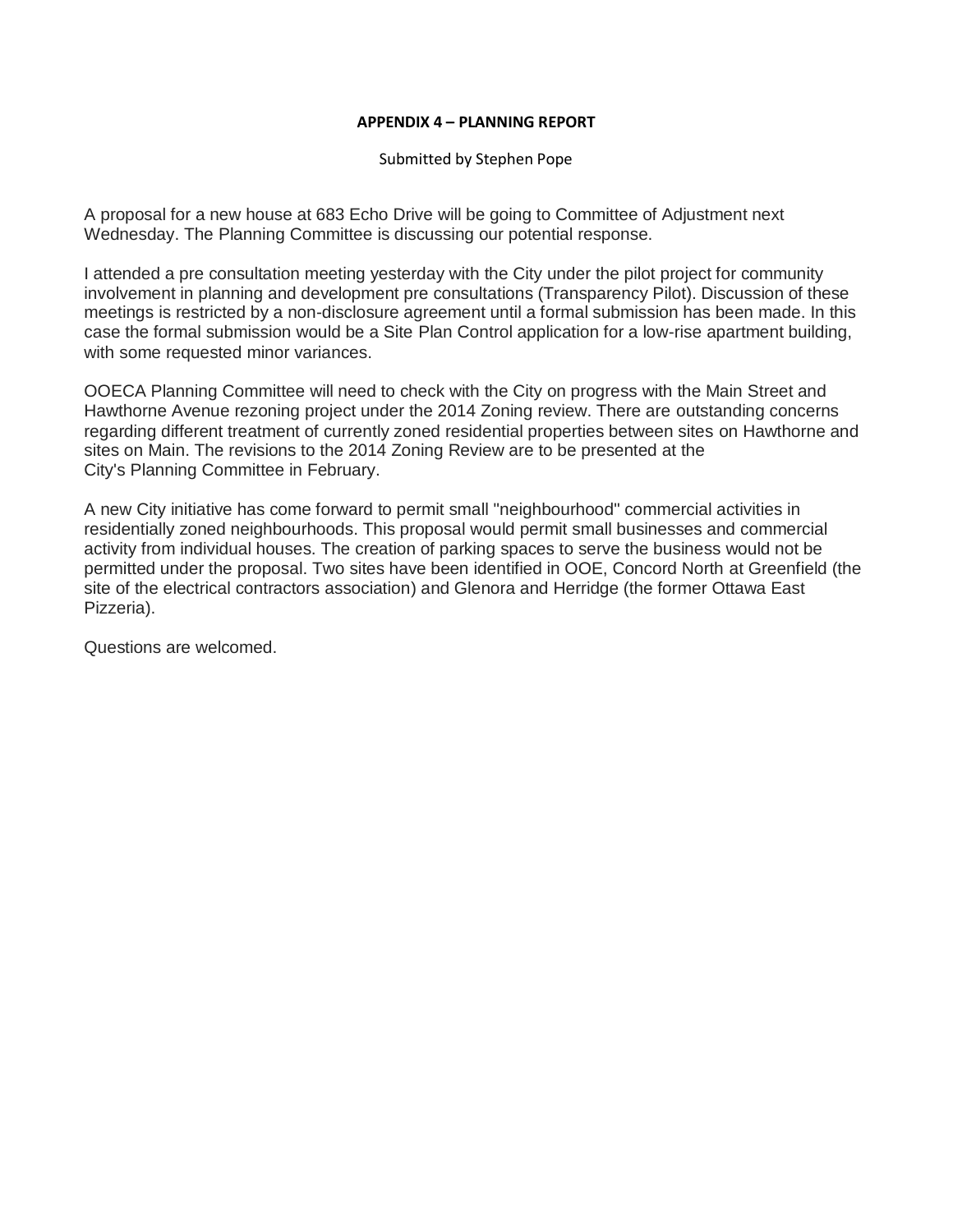**APPENDIX 4 – PLANNING REPORT**

Submitted by Stephen Pope

A proposal for a new house at 683 Echo Drive will be going to Committee of Adjustment next Wednesday. The Planning Committee is discussing our potential response.

I attended a pre consultation meeting yesterday with the City under the pilot project for community involvement in planning and development pre consultations (Transparency Pilot). Discussion of these meetings is restricted by a non-disclosure agreement until a formal submission has been made. In this case the formal submission would be a Site Plan Control application for a low-rise apartment building, with some requested minor variances.

OOECA Planning Committee will need to check with the City on progress with the Main Street and Hawthorne Avenue rezoning project under the 2014 Zoning review. There are outstanding concerns regarding different treatment of currently zoned residential properties between sites on Hawthorne and sites on Main. The revisions to the 2014 Zoning Review are to be presented at the City's Planning Committee in February.

A new City initiative has come forward to permit small "neighbourhood" commercial activities in residentially zoned neighbourhoods. This proposal would permit small businesses and commercial activity from individual houses. The creation of parking spaces to serve the business would not be permitted under the proposal. Two sites have been identified in OOE, Concord North at Greenfield (the site of the electrical contractors association) and Glenora and Herridge (the former Ottawa East Pizzeria).

Questions are welcomed.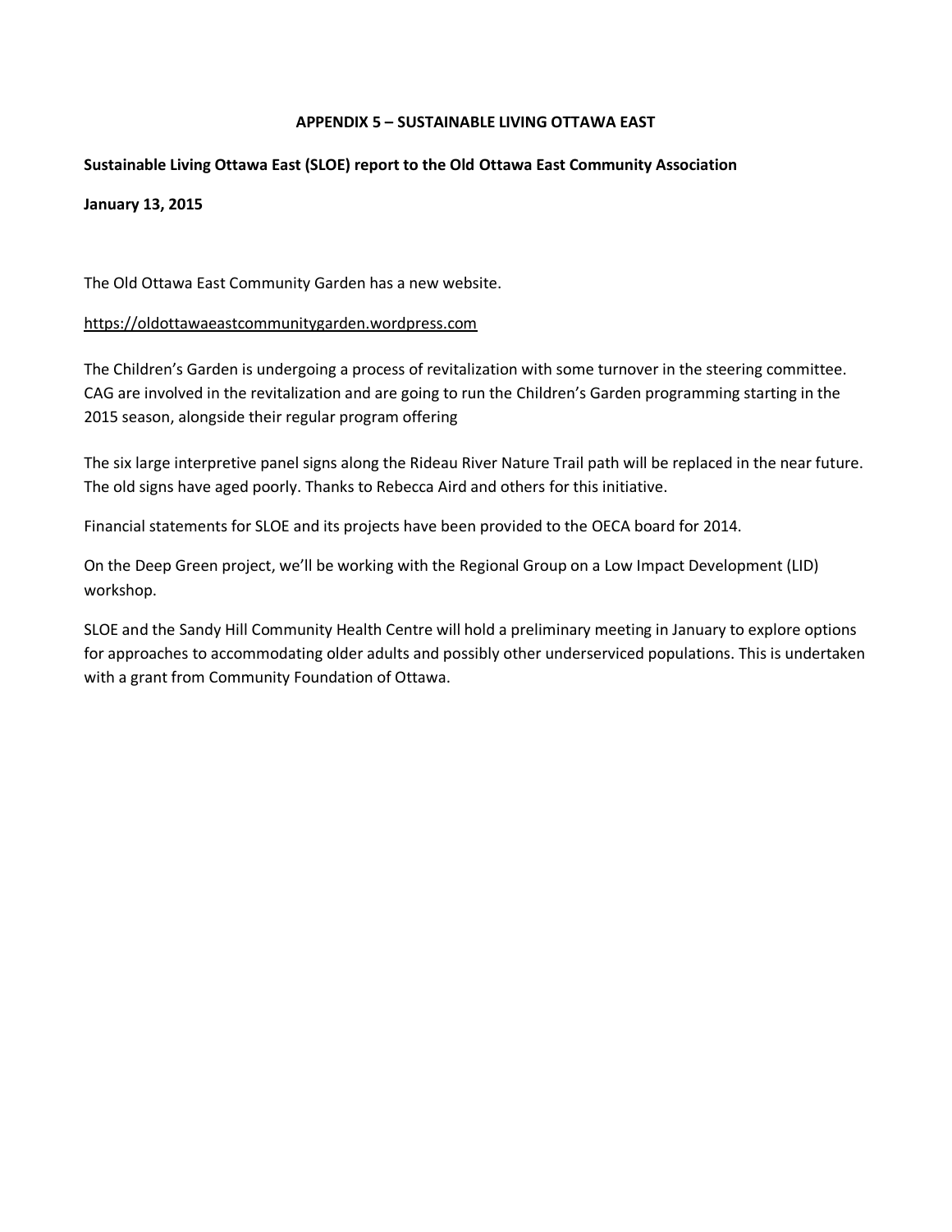## APPENDIX 5 – SUSTAINABLE LIVING OTTAWA EAST

**Sustainable Living Ottawa East (SLOE) report to the Old Ottawa East Community Association**

**January 13, 2015**

The Old Ottawa East Community Garden has a new website.

https://oldottawaeastcommunitygarden.wordpress.com

The Children's Garden is undergoing a process of revitalization with some turnover in the steering committee. CAG are involved in the revitalization and are going to run the Children's Garden programming starting in the 2015 season, alongside their regular program offering

The six large interpretive panel signs along the Rideau River Nature Trail path will be replaced in the near future. The old signs have aged poorly. Thanks to Rebecca Aird and others for this initiative.

Financial statements for SLOE and its projects have been provided to the OECA board for 2014.

On the Deep Green project, we'll be working with the Regional Group on a Low Impact Development (LID) workshop.

SLOE and the Sandy Hill Community Health Centre will hold a preliminary meeting in January to explore options for approaches to accommodating older adults and possibly other underserviced populations. This is undertaken with a grant from Community Foundation of Ottawa.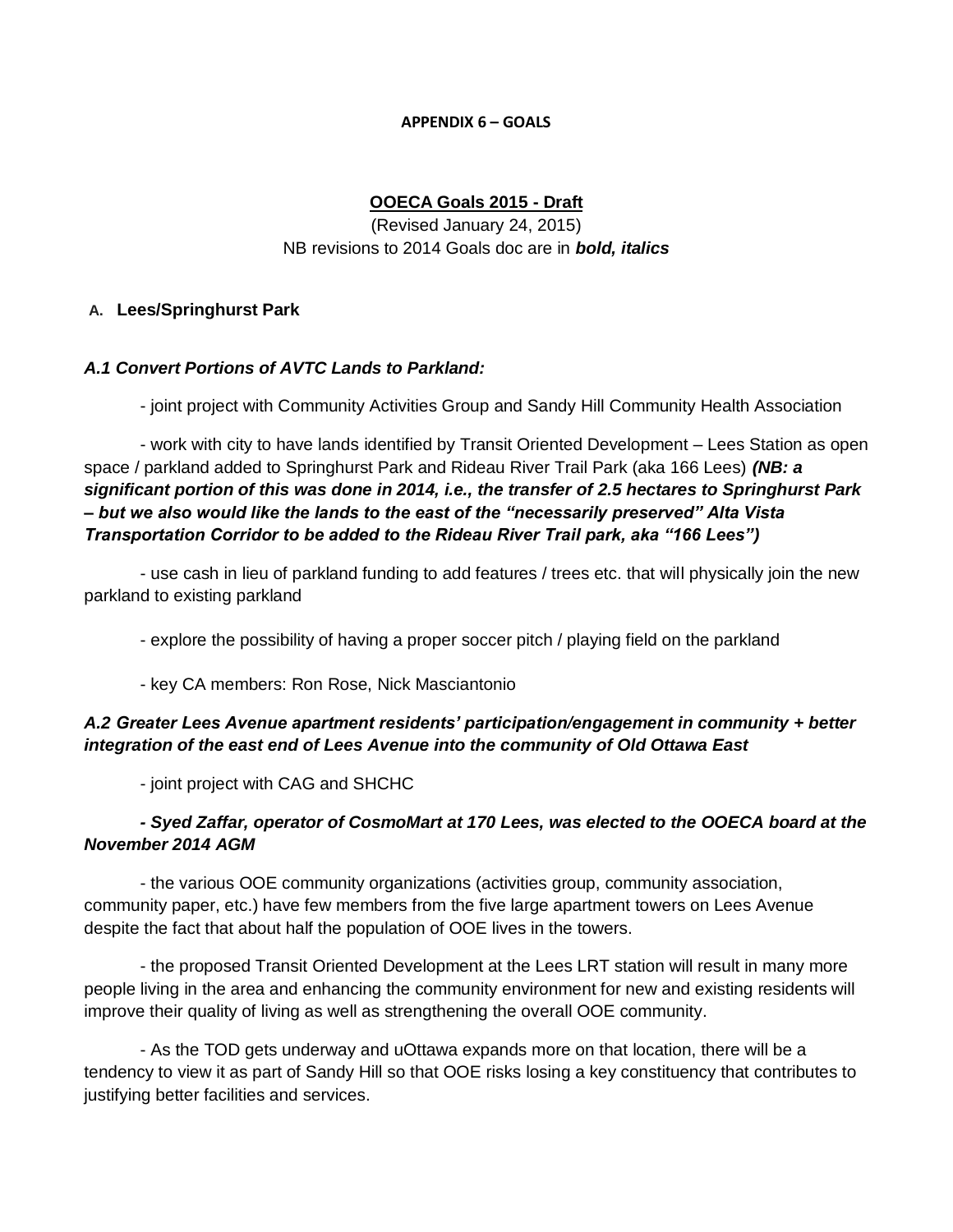**APPENDIX 6 – GOALS**

## OOECA Goals 2015 - Draft

(Revised January 24, 2015)
NB revisions to 2014 Goals doc are in ***bold, italics***

### A. Lees/Springhurst Park

***A.1 Convert Portions of AVTC Lands to Parkland:***

- joint project with Community Activities Group and Sandy Hill Community Health Association

- work with city to have lands identified by Transit Oriented Development – Lees Station as open space / parkland added to Springhurst Park and Rideau River Trail Park (aka 166 Lees) ***(NB: a significant portion of this was done in 2014, i.e., the transfer of 2.5 hectares to Springhurst Park – but we also would like the lands to the east of the "necessarily preserved" Alta Vista Transportation Corridor to be added to the Rideau River Trail park, aka "166 Lees")***

- use cash in lieu of parkland funding to add features / trees etc. that will physically join the new parkland to existing parkland

- explore the possibility of having a proper soccer pitch / playing field on the parkland

- key CA members: Ron Rose, Nick Masciantonio

***A.2 Greater Lees Avenue apartment residents' participation/engagement in community + better integration of the east end of Lees Avenue into the community of Old Ottawa East***

- joint project with CAG and SHCHC

***- Syed Zaffar, operator of CosmoMart at 170 Lees, was elected to the OOECA board at the November 2014 AGM***

- the various OOE community organizations (activities group, community association, community paper, etc.) have few members from the five large apartment towers on Lees Avenue despite the fact that about half the population of OOE lives in the towers.

- the proposed Transit Oriented Development at the Lees LRT station will result in many more people living in the area and enhancing the community environment for new and existing residents will improve their quality of living as well as strengthening the overall OOE community.

- As the TOD gets underway and uOttawa expands more on that location, there will be a tendency to view it as part of Sandy Hill so that OOE risks losing a key constituency that contributes to justifying better facilities and services.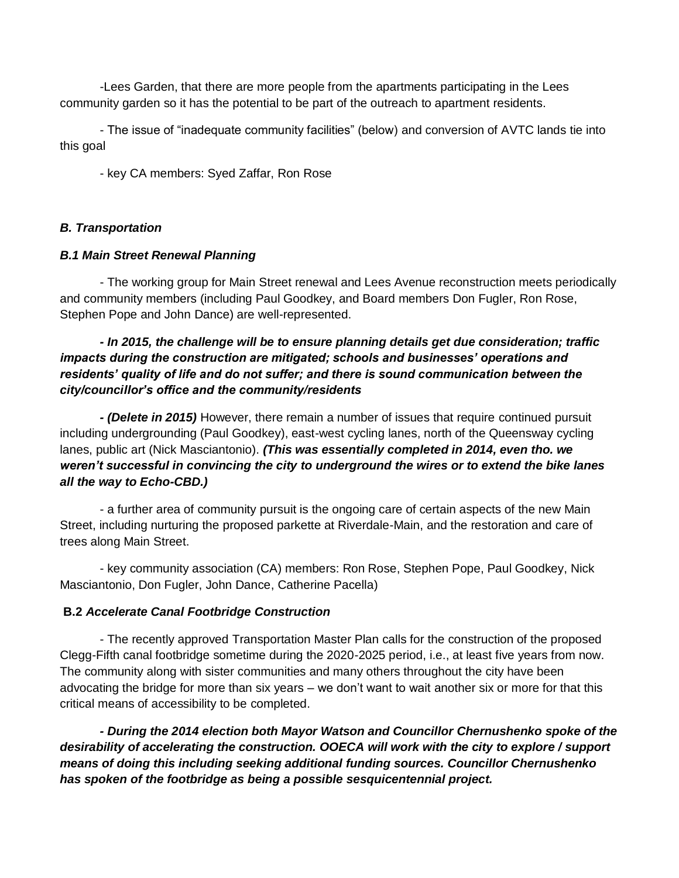-Lees Garden, that there are more people from the apartments participating in the Lees community garden so it has the potential to be part of the outreach to apartment residents.

- The issue of "inadequate community facilities" (below) and conversion of AVTC lands tie into this goal

- key CA members: Syed Zaffar, Ron Rose

### *B. Transportation*

#### *B.1 Main Street Renewal Planning*

- The working group for Main Street renewal and Lees Avenue reconstruction meets periodically and community members (including Paul Goodkey, and Board members Don Fugler, Ron Rose, Stephen Pope and John Dance) are well-represented.

***- In 2015, the challenge will be to ensure planning details get due consideration; traffic impacts during the construction are mitigated; schools and businesses' operations and residents' quality of life and do not suffer; and there is sound communication between the city/councillor's office and the community/residents***

***- (Delete in 2015)*** However, there remain a number of issues that require continued pursuit including undergrounding (Paul Goodkey), east-west cycling lanes, north of the Queensway cycling lanes, public art (Nick Masciantonio). ***(This was essentially completed in 2014, even tho. we weren't successful in convincing the city to underground the wires or to extend the bike lanes all the way to Echo-CBD.)***

- a further area of community pursuit is the ongoing care of certain aspects of the new Main Street, including nurturing the proposed parkette at Riverdale-Main, and the restoration and care of trees along Main Street.

- key community association (CA) members: Ron Rose, Stephen Pope, Paul Goodkey, Nick Masciantonio, Don Fugler, John Dance, Catherine Pacella)

#### **B.2** *Accelerate Canal Footbridge Construction*

- The recently approved Transportation Master Plan calls for the construction of the proposed Clegg-Fifth canal footbridge sometime during the 2020-2025 period, i.e., at least five years from now. The community along with sister communities and many others throughout the city have been advocating the bridge for more than six years – we don't want to wait another six or more for that this critical means of accessibility to be completed.

***- During the 2014 election both Mayor Watson and Councillor Chernushenko spoke of the desirability of accelerating the construction. OOECA will work with the city to explore / support means of doing this including seeking additional funding sources. Councillor Chernushenko has spoken of the footbridge as being a possible sesquicentennial project.***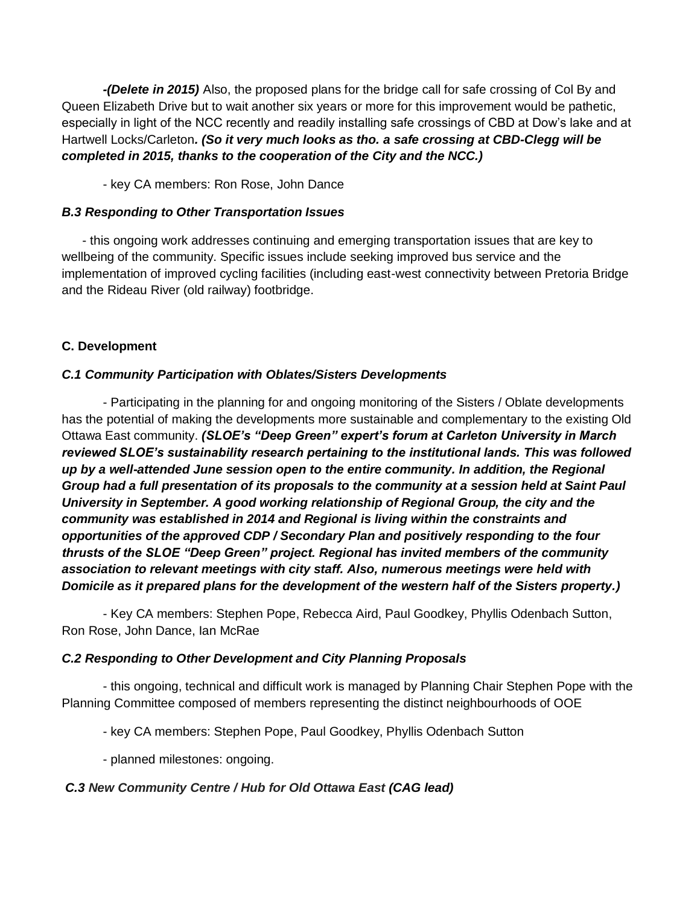***-(Delete in 2015)*** Also, the proposed plans for the bridge call for safe crossing of Col By and Queen Elizabeth Drive but to wait another six years or more for this improvement would be pathetic, especially in light of the NCC recently and readily installing safe crossings of CBD at Dow's lake and at Hartwell Locks/Carleton***. (So it very much looks as tho. a safe crossing at CBD-Clegg will be completed in 2015, thanks to the cooperation of the City and the NCC.)***

- key CA members: Ron Rose, John Dance

### *B.3 Responding to Other Transportation Issues*

- this ongoing work addresses continuing and emerging transportation issues that are key to wellbeing of the community. Specific issues include seeking improved bus service and the implementation of improved cycling facilities (including east-west connectivity between Pretoria Bridge and the Rideau River (old railway) footbridge.

## C. Development

### *C.1 Community Participation with Oblates/Sisters Developments*

- Participating in the planning for and ongoing monitoring of the Sisters / Oblate developments has the potential of making the developments more sustainable and complementary to the existing Old Ottawa East community. ***(SLOE's "Deep Green" expert's forum at Carleton University in March reviewed SLOE's sustainability research pertaining to the institutional lands. This was followed up by a well-attended June session open to the entire community. In addition, the Regional Group had a full presentation of its proposals to the community at a session held at Saint Paul University in September. A good working relationship of Regional Group, the city and the community was established in 2014 and Regional is living within the constraints and opportunities of the approved CDP / Secondary Plan and positively responding to the four thrusts of the SLOE "Deep Green" project. Regional has invited members of the community association to relevant meetings with city staff. Also, numerous meetings were held with Domicile as it prepared plans for the development of the western half of the Sisters property.)***

- Key CA members: Stephen Pope, Rebecca Aird, Paul Goodkey, Phyllis Odenbach Sutton, Ron Rose, John Dance, Ian McRae

### *C.2 Responding to Other Development and City Planning Proposals*

- this ongoing, technical and difficult work is managed by Planning Chair Stephen Pope with the Planning Committee composed of members representing the distinct neighbourhoods of OOE

- key CA members: Stephen Pope, Paul Goodkey, Phyllis Odenbach Sutton

- planned milestones: ongoing.

### *C.3 New Community Centre / Hub for Old Ottawa East* ***(CAG lead)***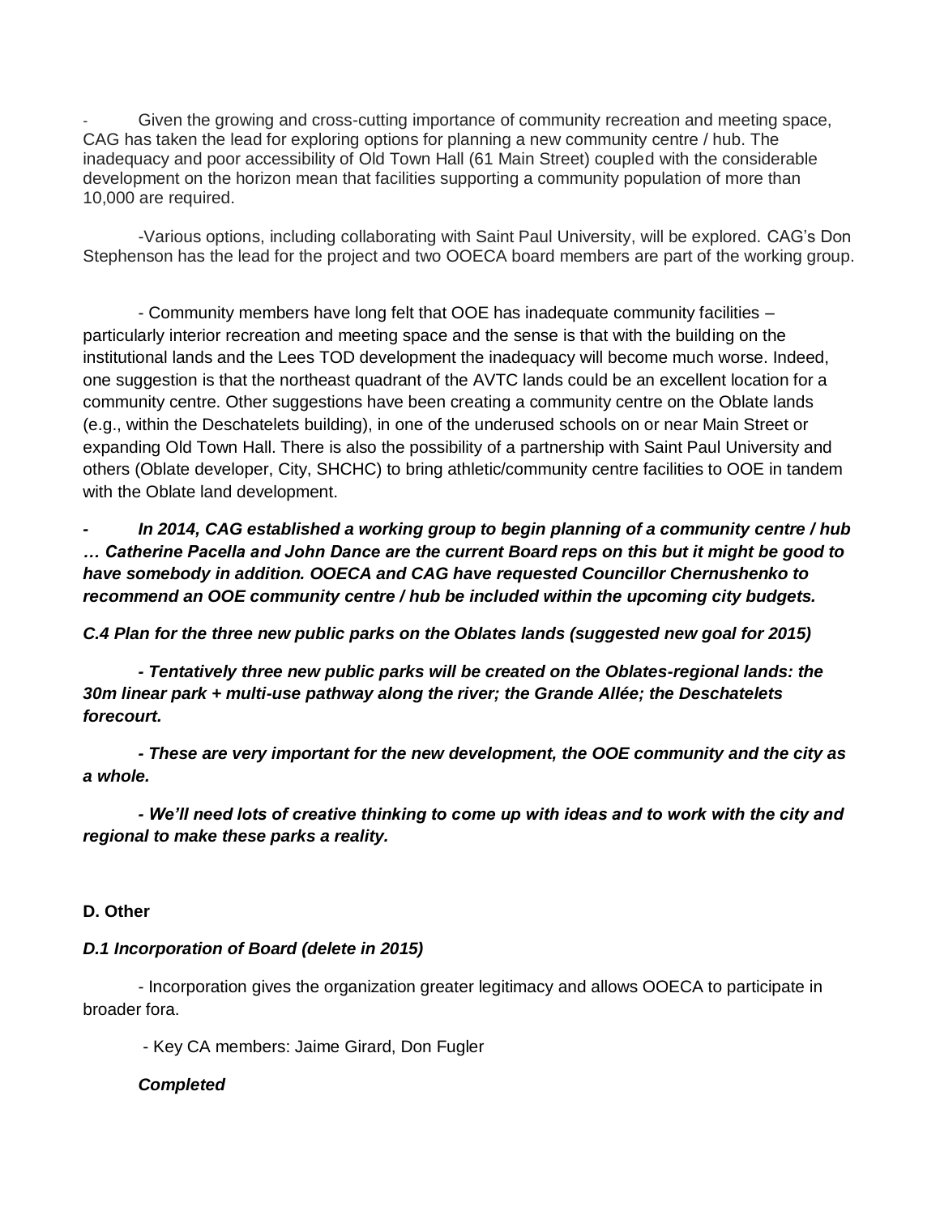- Given the growing and cross-cutting importance of community recreation and meeting space, CAG has taken the lead for exploring options for planning a new community centre / hub. The inadequacy and poor accessibility of Old Town Hall (61 Main Street) coupled with the considerable development on the horizon mean that facilities supporting a community population of more than 10,000 are required.

-Various options, including collaborating with Saint Paul University, will be explored. CAG's Don Stephenson has the lead for the project and two OOECA board members are part of the working group.

- Community members have long felt that OOE has inadequate community facilities – particularly interior recreation and meeting space and the sense is that with the building on the institutional lands and the Lees TOD development the inadequacy will become much worse. Indeed, one suggestion is that the northeast quadrant of the AVTC lands could be an excellent location for a community centre. Other suggestions have been creating a community centre on the Oblate lands (e.g., within the Deschatelets building), in one of the underused schools on or near Main Street or expanding Old Town Hall. There is also the possibility of a partnership with Saint Paul University and others (Oblate developer, City, SHCHC) to bring athletic/community centre facilities to OOE in tandem with the Oblate land development.

***- In 2014, CAG established a working group to begin planning of a community centre / hub … Catherine Pacella and John Dance are the current Board reps on this but it might be good to have somebody in addition. OOECA and CAG have requested Councillor Chernushenko to recommend an OOE community centre / hub be included within the upcoming city budgets.***

***C.4 Plan for the three new public parks on the Oblates lands (suggested new goal for 2015)***

***- Tentatively three new public parks will be created on the Oblates-regional lands: the 30m linear park + multi-use pathway along the river; the Grande Allée; the Deschatelets forecourt.***

***- These are very important for the new development, the OOE community and the city as a whole.***

***- We'll need lots of creative thinking to come up with ideas and to work with the city and regional to make these parks a reality.***

**D. Other**

***D.1 Incorporation of Board (delete in 2015)***

- Incorporation gives the organization greater legitimacy and allows OOECA to participate in broader fora.

- Key CA members: Jaime Girard, Don Fugler

***Completed***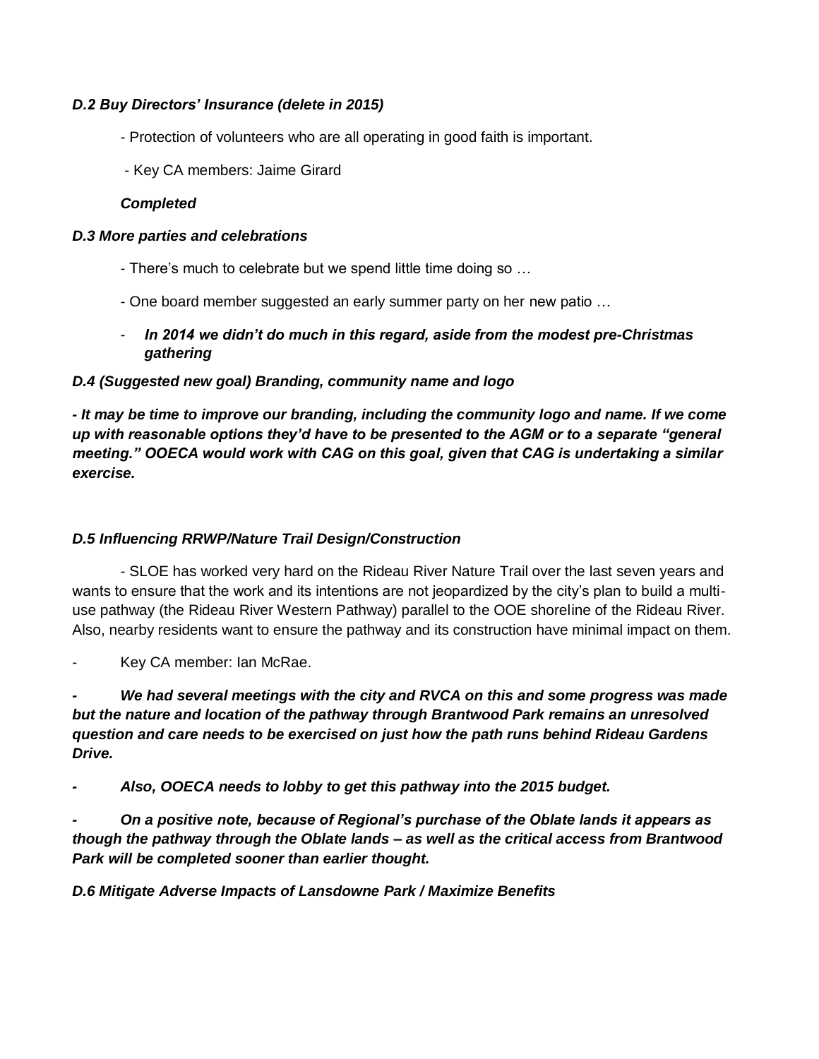***D.2 Buy Directors' Insurance (delete in 2015)***

- Protection of volunteers who are all operating in good faith is important.
- Key CA members: Jaime Girard

***Completed***

***D.3 More parties and celebrations***

- There's much to celebrate but we spend little time doing so …
- One board member suggested an early summer party on her new patio …
- ***In 2014 we didn't do much in this regard, aside from the modest pre-Christmas gathering***

***D.4 (Suggested new goal) Branding, community name and logo***

***- It may be time to improve our branding, including the community logo and name. If we come up with reasonable options they'd have to be presented to the AGM or to a separate "general meeting." OOECA would work with CAG on this goal, given that CAG is undertaking a similar exercise.***

***D.5 Influencing RRWP/Nature Trail Design/Construction***

- SLOE has worked very hard on the Rideau River Nature Trail over the last seven years and wants to ensure that the work and its intentions are not jeopardized by the city's plan to build a multi-use pathway (the Rideau River Western Pathway) parallel to the OOE shoreline of the Rideau River. Also, nearby residents want to ensure the pathway and its construction have minimal impact on them.

- Key CA member: Ian McRae.

- ***We had several meetings with the city and RVCA on this and some progress was made but the nature and location of the pathway through Brantwood Park remains an unresolved question and care needs to be exercised on just how the path runs behind Rideau Gardens Drive.***

- ***Also, OOECA needs to lobby to get this pathway into the 2015 budget.***

- ***On a positive note, because of Regional's purchase of the Oblate lands it appears as though the pathway through the Oblate lands – as well as the critical access from Brantwood Park will be completed sooner than earlier thought.***

***D.6 Mitigate Adverse Impacts of Lansdowne Park / Maximize Benefits***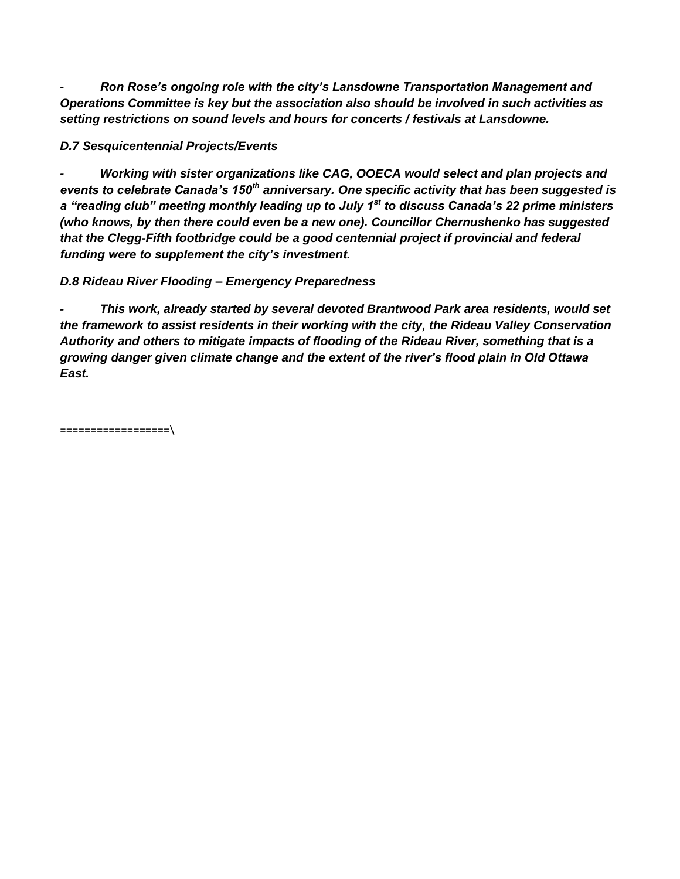*- Ron Rose's ongoing role with the city's Lansdowne Transportation Management and Operations Committee is key but the association also should be involved in such activities as setting restrictions on sound levels and hours for concerts / festivals at Lansdowne.*

*D.7 Sesquicentennial Projects/Events*

*- Working with sister organizations like CAG, OOECA would select and plan projects and events to celebrate Canada's 150th anniversary. One specific activity that has been suggested is a "reading club" meeting monthly leading up to July 1st to discuss Canada's 22 prime ministers (who knows, by then there could even be a new one). Councillor Chernushenko has suggested that the Clegg-Fifth footbridge could be a good centennial project if provincial and federal funding were to supplement the city's investment.*

*D.8 Rideau River Flooding – Emergency Preparedness*

*- This work, already started by several devoted Brantwood Park area residents, would set the framework to assist residents in their working with the city, the Rideau Valley Conservation Authority and others to mitigate impacts of flooding of the Rideau River, something that is a growing danger given climate change and the extent of the river's flood plain in Old Ottawa East.*

=================\